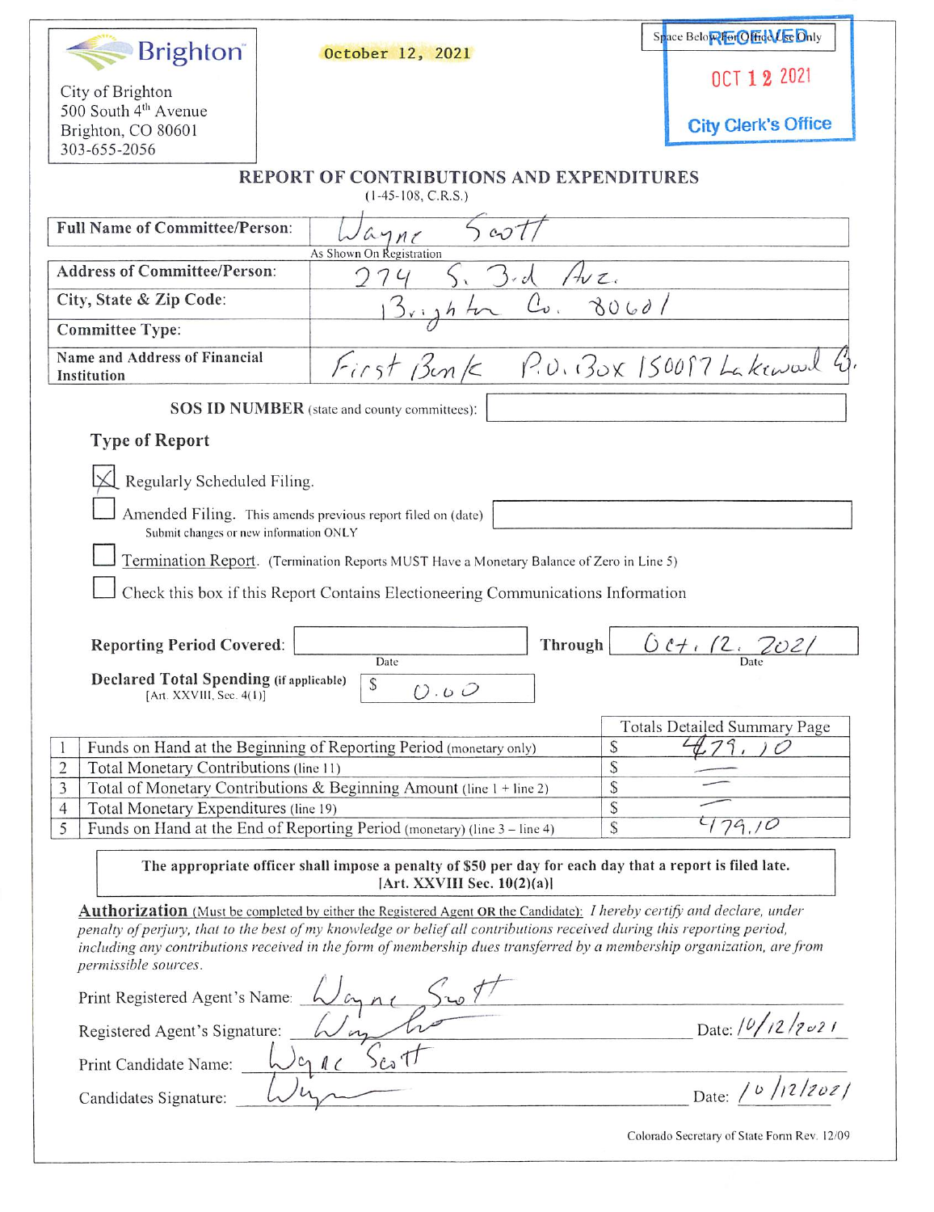**Brighton**

City of Brighton
500 South 4th Avenue
Brighton, CO 80601
303-655-2056

October 12, 2021

Space Below For Office Use Only

RECEIVED
OCT 12 2021
City Clerk's Office

## REPORT OF CONTRIBUTIONS AND EXPENDITURES

(1-45-108, C.R.S.)

| | |
|---|---|
| **Full Name of Committee/Person:** | Wayne Scott (As Shown On Registration) |
| **Address of Committee/Person:** | 274 S. 3rd Ave. |
| **City, State & Zip Code:** | Brighton Co. 80601 |
| **Committee Type:** | |
| **Name and Address of Financial Institution** | First Bank P.O. Box 150097 Lakewood Co. |

**SOS ID NUMBER** (state and county committees):

### Type of Report

- [x] Regularly Scheduled Filing.
- [ ] Amended Filing. This amends previous report filed on (date) ______ Submit changes or new information ONLY
- [ ] Termination Report. (Termination Reports MUST Have a Monetary Balance of Zero in Line 5)
- [ ] Check this box if this Report Contains Electioneering Communications Information

**Reporting Period Covered:** ______ (Date) **Through** Oct. 12. 2021 (Date)

**Declared Total Spending** (if applicable) [Art. XXVIII, Sec. 4(1)] $ 0.00

| | | Totals Detailed Summary Page |
|---|---|---|
| 1 | Funds on Hand at the Beginning of Reporting Period (monetary only) | $ 479.10 |
| 2 | Total Monetary Contributions (line 11) | $ — |
| 3 | Total of Monetary Contributions & Beginning Amount (line 1 + line 2) | $ — |
| 4 | Total Monetary Expenditures (line 19) | $ — |
| 5 | Funds on Hand at the End of Reporting Period (monetary) (line 3 – line 4) | $ 479.10 |

**The appropriate officer shall impose a penalty of $50 per day for each day that a report is filed late. [Art. XXVIII Sec. 10(2)(a)]**

**Authorization** (Must be completed by either the Registered Agent OR the Candidate): *I hereby certify and declare, under penalty of perjury, that to the best of my knowledge or belief all contributions received during this reporting period, including any contributions received in the form of membership dues transferred by a membership organization, are from permissible sources.*

Print Registered Agent's Name: Wayne Scott

Registered Agent's Signature: [signature] Date: 10/12/2021

Print Candidate Name: Wayne Scott

Candidates Signature: [signature] Date: 10/12/2021

Colorado Secretary of State Form Rev. 12/09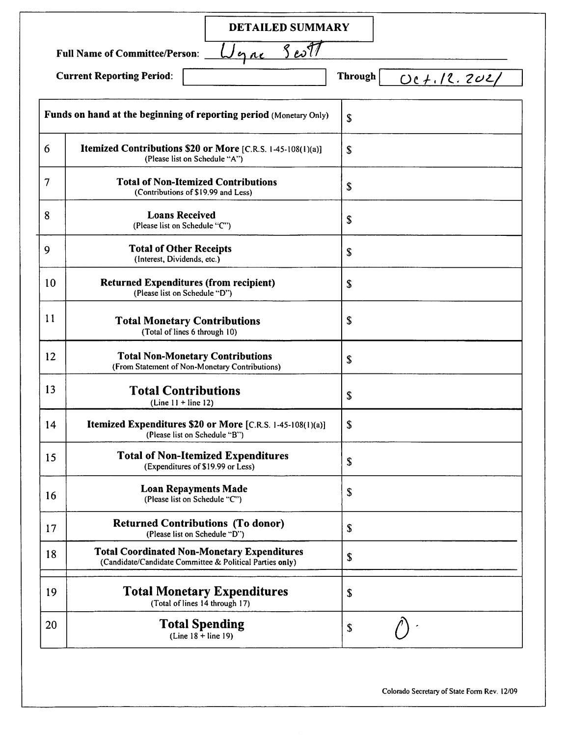# DETAILED SUMMARY

**Full Name of Committee/Person:** Wayne Scott

**Current Reporting Period:** Through Oct. 12. 2021

| | | |
|---|---|---|
| | **Funds on hand at the beginning of reporting period** (Monetary Only) | $ |
| 6 | **Itemized Contributions $20 or More** [C.R.S. 1-45-108(1)(a)] (Please list on Schedule "A") | $ |
| 7 | **Total of Non-Itemized Contributions** (Contributions of $19.99 and Less) | $ |
| 8 | **Loans Received** (Please list on Schedule "C") | $ |
| 9 | **Total of Other Receipts** (Interest, Dividends, etc.) | $ |
| 10 | **Returned Expenditures (from recipient)** (Please list on Schedule "D") | $ |
| 11 | **Total Monetary Contributions** (Total of lines 6 through 10) | $ |
| 12 | **Total Non-Monetary Contributions** (From Statement of Non-Monetary Contributions) | $ |
| 13 | **Total Contributions** (Line 11 + line 12) | $ |
| 14 | **Itemized Expenditures $20 or More** [C.R.S. 1-45-108(1)(a)] (Please list on Schedule "B") | $ |
| 15 | **Total of Non-Itemized Expenditures** (Expenditures of $19.99 or Less) | $ |
| 16 | **Loan Repayments Made** (Please list on Schedule "C") | $ |
| 17 | **Returned Contributions (To donor)** (Please list on Schedule "D") | $ |
| 18 | **Total Coordinated Non-Monetary Expenditures** (Candidate/Candidate Committee & Political Parties only) | $ |
| 19 | **Total Monetary Expenditures** (Total of lines 14 through 17) | $ |
| 20 | **Total Spending** (Line 18 + line 19) | $ 0. |

Colorado Secretary of State Form Rev. 12/09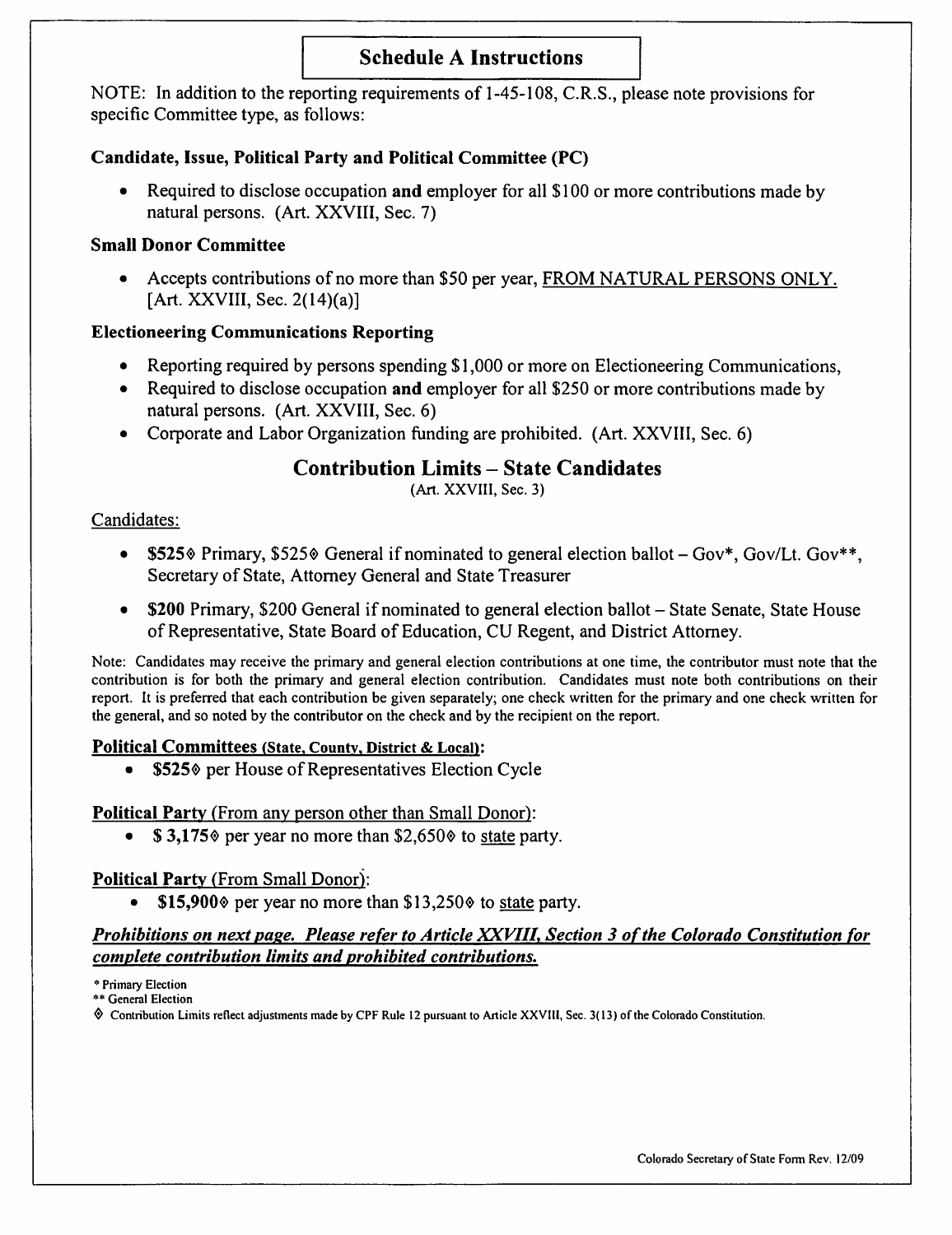# Schedule A Instructions

NOTE: In addition to the reporting requirements of 1-45-108, C.R.S., please note provisions for specific Committee type, as follows:

### Candidate, Issue, Political Party and Political Committee (PC)

- Required to disclose occupation **and** employer for all $100 or more contributions made by natural persons. (Art. XXVIII, Sec. 7)

### Small Donor Committee

- Accepts contributions of no more than $50 per year, FROM NATURAL PERSONS ONLY. [Art. XXVIII, Sec. 2(14)(a)]

### Electioneering Communications Reporting

- Reporting required by persons spending $1,000 or more on Electioneering Communications,
- Required to disclose occupation **and** employer for all $250 or more contributions made by natural persons. (Art. XXVIII, Sec. 6)
- Corporate and Labor Organization funding are prohibited. (Art. XXVIII, Sec. 6)

## Contribution Limits – State Candidates

(Art. XXVIII, Sec. 3)

Candidates:

- **$525◊** Primary, $525◊ General if nominated to general election ballot – Gov*, Gov/Lt. Gov**, Secretary of State, Attorney General and State Treasurer
- **$200** Primary, $200 General if nominated to general election ballot – State Senate, State House of Representative, State Board of Education, CU Regent, and District Attorney.

Note: Candidates may receive the primary and general election contributions at one time, the contributor must note that the contribution is for both the primary and general election contribution. Candidates must note both contributions on their report. It is preferred that each contribution be given separately; one check written for the primary and one check written for the general, and so noted by the contributor on the check and by the recipient on the report.

**Political Committees (State, County, District & Local):**

- **$525◊** per House of Representatives Election Cycle

**Political Party** (From any person other than Small Donor):

- **$ 3,175◊** per year no more than $2,650◊ to state party.

**Political Party** (From Small Donor):

- **$15,900◊** per year no more than $13,250◊ to state party.

***Prohibitions on next page. Please refer to Article XXVIII, Section 3 of the Colorado Constitution for complete contribution limits and prohibited contributions.***

* Primary Election

** General Election

◊ Contribution Limits reflect adjustments made by CPF Rule 12 pursuant to Article XXVIII, Sec. 3(13) of the Colorado Constitution.

Colorado Secretary of State Form Rev. 12/09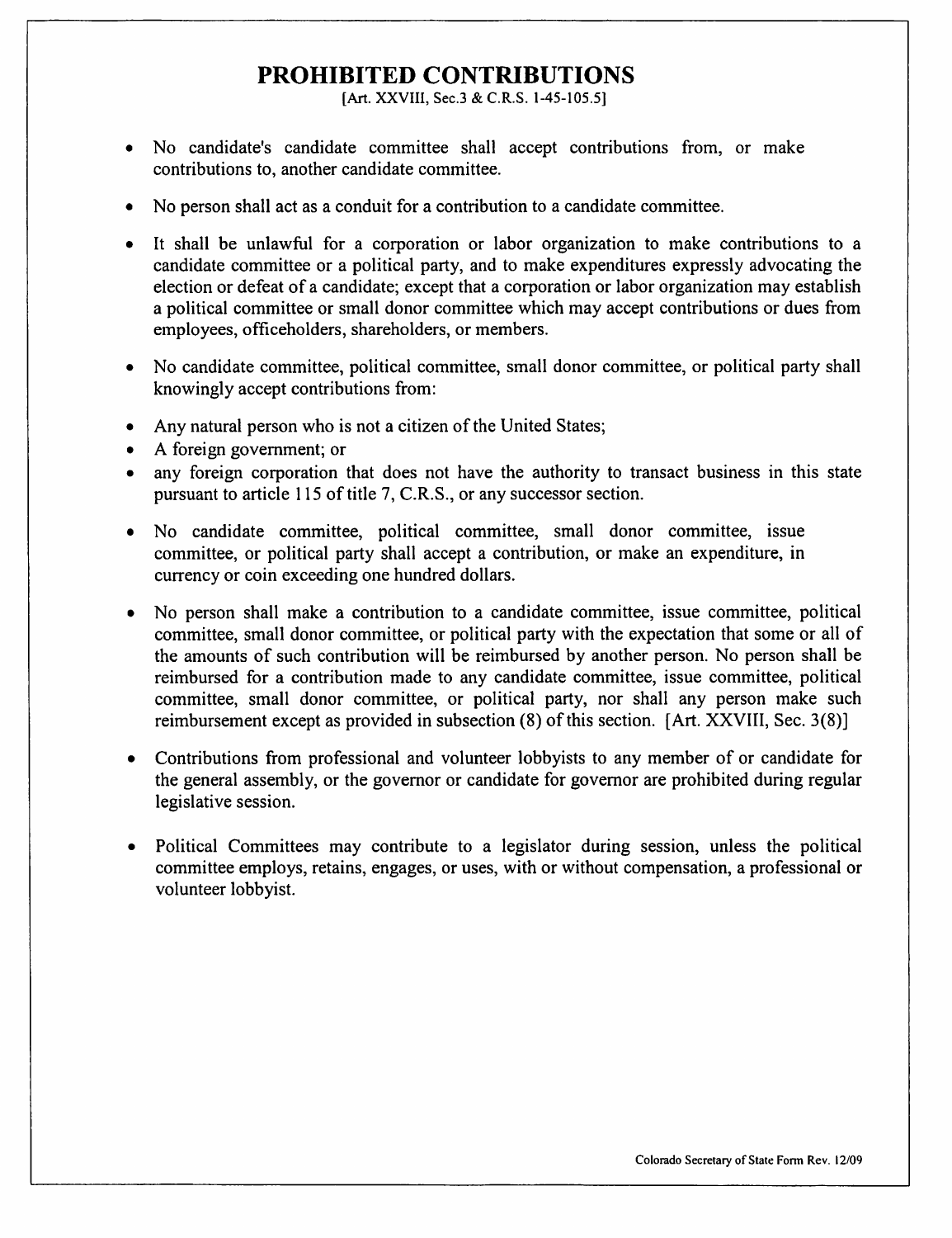# PROHIBITED CONTRIBUTIONS

[Art. XXVIII, Sec.3 & C.R.S. 1-45-105.5]

- No candidate's candidate committee shall accept contributions from, or make contributions to, another candidate committee.
- No person shall act as a conduit for a contribution to a candidate committee.
- It shall be unlawful for a corporation or labor organization to make contributions to a candidate committee or a political party, and to make expenditures expressly advocating the election or defeat of a candidate; except that a corporation or labor organization may establish a political committee or small donor committee which may accept contributions or dues from employees, officeholders, shareholders, or members.
- No candidate committee, political committee, small donor committee, or political party shall knowingly accept contributions from:
- Any natural person who is not a citizen of the United States;
- A foreign government; or
- any foreign corporation that does not have the authority to transact business in this state pursuant to article 115 of title 7, C.R.S., or any successor section.
- No candidate committee, political committee, small donor committee, issue committee, or political party shall accept a contribution, or make an expenditure, in currency or coin exceeding one hundred dollars.
- No person shall make a contribution to a candidate committee, issue committee, political committee, small donor committee, or political party with the expectation that some or all of the amounts of such contribution will be reimbursed by another person. No person shall be reimbursed for a contribution made to any candidate committee, issue committee, political committee, small donor committee, or political party, nor shall any person make such reimbursement except as provided in subsection (8) of this section. [Art. XXVIII, Sec. 3(8)]
- Contributions from professional and volunteer lobbyists to any member of or candidate for the general assembly, or the governor or candidate for governor are prohibited during regular legislative session.
- Political Committees may contribute to a legislator during session, unless the political committee employs, retains, engages, or uses, with or without compensation, a professional or volunteer lobbyist.

Colorado Secretary of State Form Rev. 12/09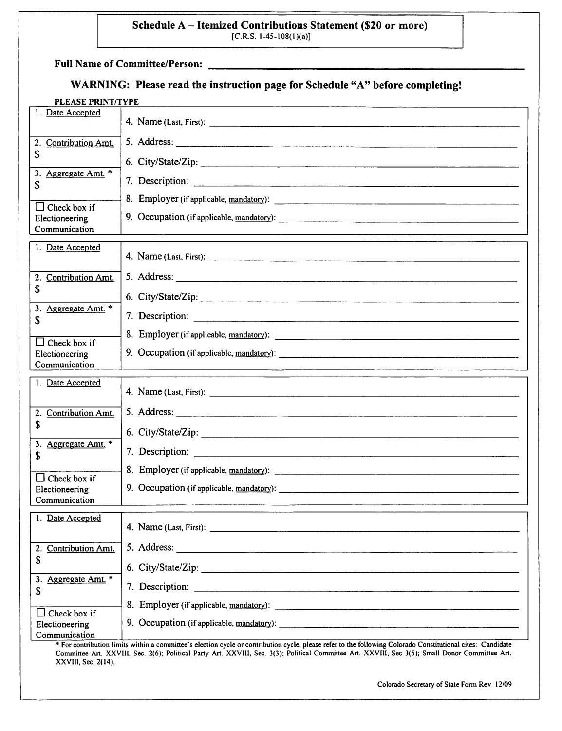**Schedule A – Itemized Contributions Statement ($20 or more)**
[C.R.S. 1-45-108(1)(a)]

**Full Name of Committee/Person:** ______________________________

**WARNING: Please read the instruction page for Schedule "A" before completing!**

**PLEASE PRINT/TYPE**

| | |
|---|---|
| 1. Date Accepted | 4. Name (Last, First): ______________________________ |
| 2. Contribution Amt. $ | 5. Address: ______________________________ <br> 6. City/State/Zip: ______________________________ |
| 3. Aggregate Amt. * $ | 7. Description: ______________________________ <br> 8. Employer (if applicable, mandatory): ______________________________ |
| ☐ Check box if Electioneering Communication | 9. Occupation (if applicable, mandatory): ______________________________ |

| | |
|---|---|
| 1. Date Accepted | 4. Name (Last, First): ______________________________ |
| 2. Contribution Amt. $ | 5. Address: ______________________________ <br> 6. City/State/Zip: ______________________________ |
| 3. Aggregate Amt. * $ | 7. Description: ______________________________ <br> 8. Employer (if applicable, mandatory): ______________________________ |
| ☐ Check box if Electioneering Communication | 9. Occupation (if applicable, mandatory): ______________________________ |

| | |
|---|---|
| 1. Date Accepted | 4. Name (Last, First): ______________________________ |
| 2. Contribution Amt. $ | 5. Address: ______________________________ <br> 6. City/State/Zip: ______________________________ |
| 3. Aggregate Amt. * $ | 7. Description: ______________________________ <br> 8. Employer (if applicable, mandatory): ______________________________ |
| ☐ Check box if Electioneering Communication | 9. Occupation (if applicable, mandatory): ______________________________ |

| | |
|---|---|
| 1. Date Accepted | 4. Name (Last, First): ______________________________ |
| 2. Contribution Amt. $ | 5. Address: ______________________________ <br> 6. City/State/Zip: ______________________________ |
| 3. Aggregate Amt. * $ | 7. Description: ______________________________ <br> 8. Employer (if applicable, mandatory): ______________________________ |
| ☐ Check box if Electioneering Communication | 9. Occupation (if applicable, mandatory): ______________________________ |

* For contribution limits within a committee's election cycle or contribution cycle, please refer to the following Colorado Constitutional cites: Candidate Committee Art. XXVIII, Sec. 2(6); Political Party Art. XXVIII, Sec. 3(3); Political Committee Art. XXVIII, Sec 3(5); Small Donor Committee Art. XXVIII, Sec. 2(14).

Colorado Secretary of State Form Rev. 12/09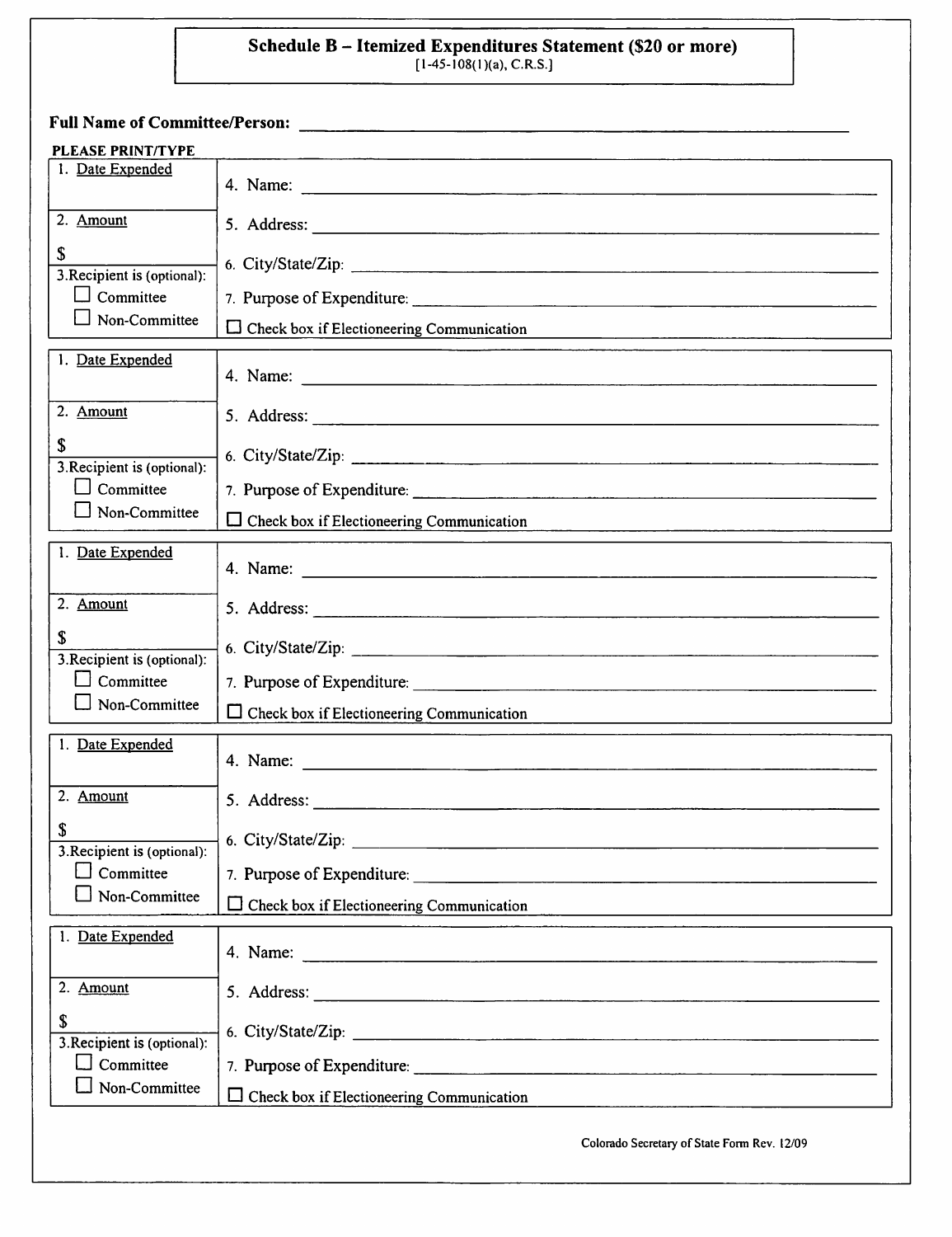# Schedule B – Itemized Expenditures Statement ($20 or more)

[1-45-108(1)(a), C.R.S.]

**Full Name of Committee/Person:** ______________________________

**PLEASE PRINT/TYPE**

| | |
|---|---|
| 1. Date Expended | 4. Name: ______________________________ |
| 2. Amount<br>$ | 5. Address: ______________________________ |
| 3. Recipient is (optional):<br>☐ Committee<br>☐ Non-Committee | 6. City/State/Zip: ______________________________<br>7. Purpose of Expenditure: ______________________________<br>☐ Check box if Electioneering Communication |

| | |
|---|---|
| 1. Date Expended | 4. Name: ______________________________ |
| 2. Amount<br>$ | 5. Address: ______________________________ |
| 3. Recipient is (optional):<br>☐ Committee<br>☐ Non-Committee | 6. City/State/Zip: ______________________________<br>7. Purpose of Expenditure: ______________________________<br>☐ Check box if Electioneering Communication |

| | |
|---|---|
| 1. Date Expended | 4. Name: ______________________________ |
| 2. Amount<br>$ | 5. Address: ______________________________ |
| 3. Recipient is (optional):<br>☐ Committee<br>☐ Non-Committee | 6. City/State/Zip: ______________________________<br>7. Purpose of Expenditure: ______________________________<br>☐ Check box if Electioneering Communication |

| | |
|---|---|
| 1. Date Expended | 4. Name: ______________________________ |
| 2. Amount<br>$ | 5. Address: ______________________________ |
| 3. Recipient is (optional):<br>☐ Committee<br>☐ Non-Committee | 6. City/State/Zip: ______________________________<br>7. Purpose of Expenditure: ______________________________<br>☐ Check box if Electioneering Communication |

| | |
|---|---|
| 1. Date Expended | 4. Name: ______________________________ |
| 2. Amount<br>$ | 5. Address: ______________________________ |
| 3. Recipient is (optional):<br>☐ Committee<br>☐ Non-Committee | 6. City/State/Zip: ______________________________<br>7. Purpose of Expenditure: ______________________________<br>☐ Check box if Electioneering Communication |

Colorado Secretary of State Form Rev. 12/09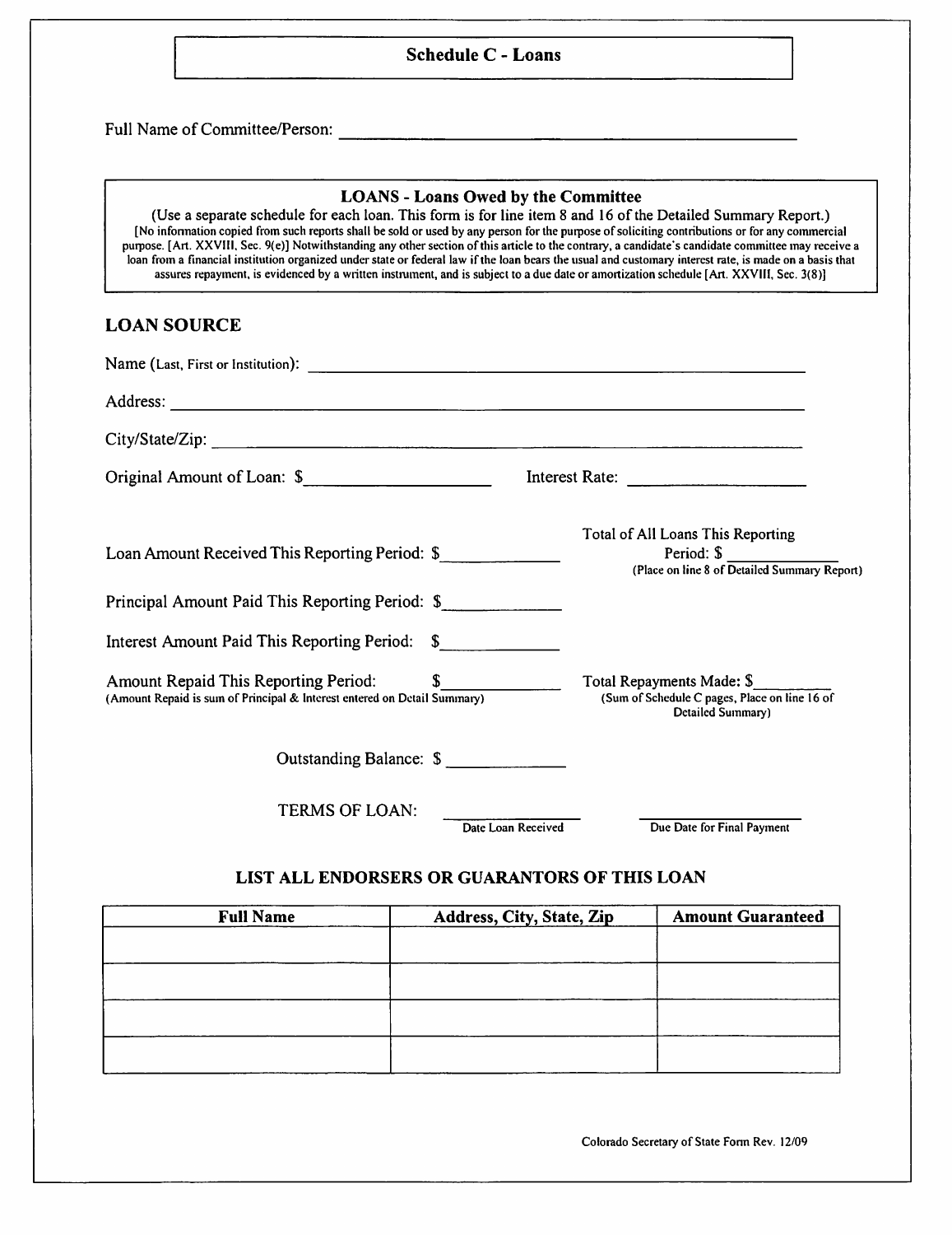# Schedule C - Loans

Full Name of Committee/Person: ______________________________________________

**LOANS - Loans Owed by the Committee**

(Use a separate schedule for each loan. This form is for line item 8 and 16 of the Detailed Summary Report.)

[No information copied from such reports shall be sold or used by any person for the purpose of soliciting contributions or for any commercial purpose. [Art. XXVIII, Sec. 9(e)] Notwithstanding any other section of this article to the contrary, a candidate's candidate committee may receive a loan from a financial institution organized under state or federal law if the loan bears the usual and customary interest rate, is made on a basis that assures repayment, is evidenced by a written instrument, and is subject to a due date or amortization schedule [Art. XXVIII, Sec. 3(8)]

## LOAN SOURCE

Name (Last, First or Institution): ______________________________________________

Address: ______________________________________________

City/State/Zip: ______________________________________________

Original Amount of Loan: $____________________ Interest Rate: ____________________

Loan Amount Received This Reporting Period: $____________

Total of All Loans This Reporting Period: $__________
(Place on line 8 of Detailed Summary Report)

Principal Amount Paid This Reporting Period: $____________

Interest Amount Paid This Reporting Period: $____________

Amount Repaid This Reporting Period: $____________
(Amount Repaid is sum of Principal & Interest entered on Detail Summary)

Total Repayments Made: $__________
(Sum of Schedule C pages, Place on line 16 of Detailed Summary)

Outstanding Balance: $____________

TERMS OF LOAN: ______________ (Date Loan Received) ______________ (Due Date for Final Payment)

### LIST ALL ENDORSERS OR GUARANTORS OF THIS LOAN

| Full Name | Address, City, State, Zip | Amount Guaranteed |
|---|---|---|
| | | |
| | | |
| | | |
| | | |

Colorado Secretary of State Form Rev. 12/09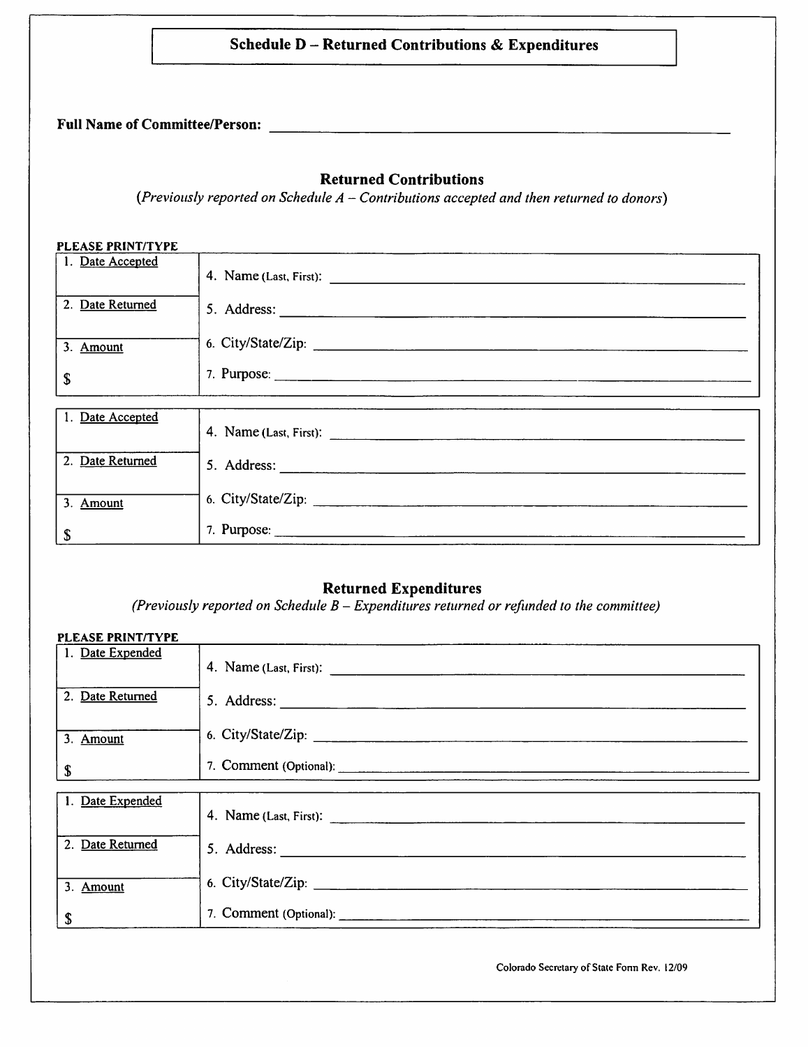# Schedule D – Returned Contributions & Expenditures

**Full Name of Committee/Person:** ______________________________

## Returned Contributions

*(Previously reported on Schedule A – Contributions accepted and then returned to donors)*

**PLEASE PRINT/TYPE**

| | |
|---|---|
| 1. Date Accepted | 4. Name (Last, First): ______________________________ |
| 2. Date Returned | 5. Address: ______________________________ |
| 3. Amount | 6. City/State/Zip: ______________________________ |
| $ | 7. Purpose: ______________________________ |

| | |
|---|---|
| 1. Date Accepted | 4. Name (Last, First): ______________________________ |
| 2. Date Returned | 5. Address: ______________________________ |
| 3. Amount | 6. City/State/Zip: ______________________________ |
| $ | 7. Purpose: ______________________________ |

## Returned Expenditures

*(Previously reported on Schedule B – Expenditures returned or refunded to the committee)*

**PLEASE PRINT/TYPE**

| | |
|---|---|
| 1. Date Expended | 4. Name (Last, First): ______________________________ |
| 2. Date Returned | 5. Address: ______________________________ |
| 3. Amount | 6. City/State/Zip: ______________________________ |
| $ | 7. Comment (Optional): ______________________________ |

| | |
|---|---|
| 1. Date Expended | 4. Name (Last, First): ______________________________ |
| 2. Date Returned | 5. Address: ______________________________ |
| 3. Amount | 6. City/State/Zip: ______________________________ |
| $ | 7. Comment (Optional): ______________________________ |

Colorado Secretary of State Form Rev. 12/09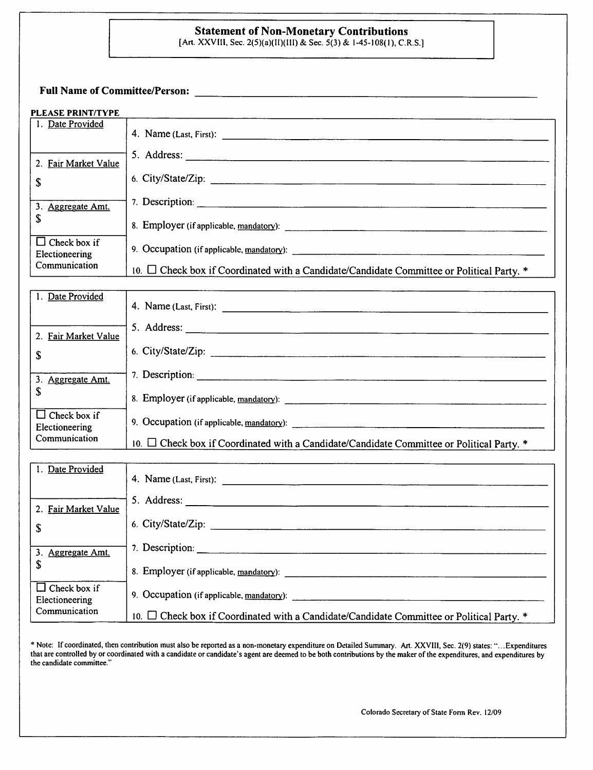## Statement of Non-Monetary Contributions

[Art. XXVIII, Sec. 2(5)(a)(II)(III) & Sec. 5(3) & 1-45-108(1), C.R.S.]

**Full Name of Committee/Person:** ______________________________

**PLEASE PRINT/TYPE**

| | |
|---|---|
| 1. Date Provided | 4. Name (Last, First): ______________________ |
| 2. Fair Market Value<br>$ | 5. Address: ______________________<br>6. City/State/Zip: ______________________ |
| 3. Aggregate Amt.<br>$ | 7. Description: ______________________<br>8. Employer (if applicable, mandatory): ______________________ |
| ☐ Check box if Electioneering Communication | 9. Occupation (if applicable, mandatory): ______________________<br>10. ☐ Check box if Coordinated with a Candidate/Candidate Committee or Political Party. * |

| | |
|---|---|
| 1. Date Provided | 4. Name (Last, First): ______________________ |
| 2. Fair Market Value<br>$ | 5. Address: ______________________<br>6. City/State/Zip: ______________________ |
| 3. Aggregate Amt.<br>$ | 7. Description: ______________________<br>8. Employer (if applicable, mandatory): ______________________ |
| ☐ Check box if Electioneering Communication | 9. Occupation (if applicable, mandatory): ______________________<br>10. ☐ Check box if Coordinated with a Candidate/Candidate Committee or Political Party. * |

| | |
|---|---|
| 1. Date Provided | 4. Name (Last, First): ______________________ |
| 2. Fair Market Value<br>$ | 5. Address: ______________________<br>6. City/State/Zip: ______________________ |
| 3. Aggregate Amt.<br>$ | 7. Description: ______________________<br>8. Employer (if applicable, mandatory): ______________________ |
| ☐ Check box if Electioneering Communication | 9. Occupation (if applicable, mandatory): ______________________<br>10. ☐ Check box if Coordinated with a Candidate/Candidate Committee or Political Party. * |

* Note: If coordinated, then contribution must also be reported as a non-monetary expenditure on Detailed Summary. Art. XXVIII, Sec. 2(9) states: "...Expenditures that are controlled by or coordinated with a candidate or candidate's agent are deemed to be both contributions by the maker of the expenditures, and expenditures by the candidate committee."

Colorado Secretary of State Form Rev. 12/09